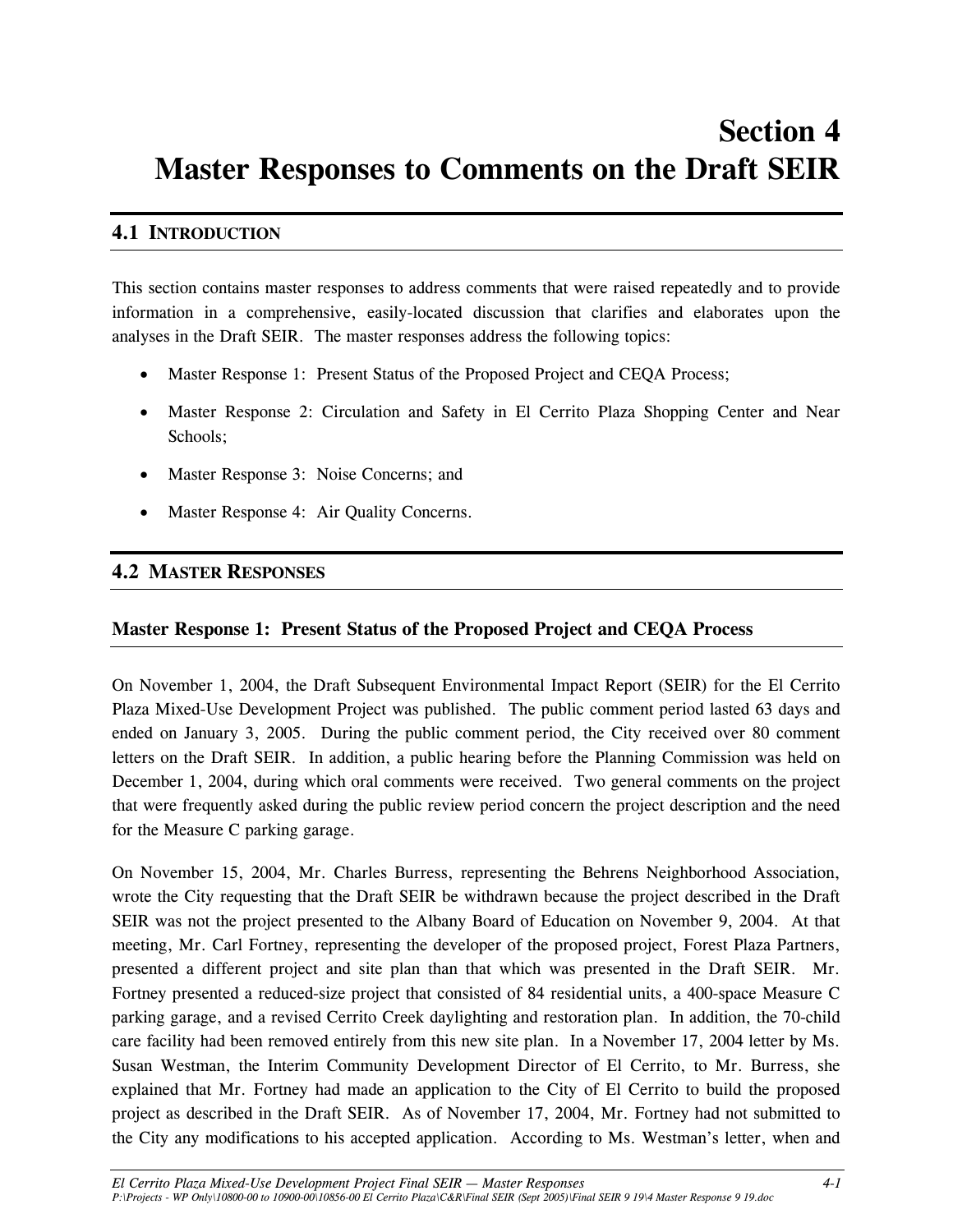# Section 4
# Master Responses to Comments on the Draft SEIR

## 4.1 INTRODUCTION

This section contains master responses to address comments that were raised repeatedly and to provide information in a comprehensive, easily-located discussion that clarifies and elaborates upon the analyses in the Draft SEIR. The master responses address the following topics:

- Master Response 1: Present Status of the Proposed Project and CEQA Process;
- Master Response 2: Circulation and Safety in El Cerrito Plaza Shopping Center and Near Schools;
- Master Response 3: Noise Concerns; and
- Master Response 4: Air Quality Concerns.

## 4.2 MASTER RESPONSES

### Master Response 1: Present Status of the Proposed Project and CEQA Process

On November 1, 2004, the Draft Subsequent Environmental Impact Report (SEIR) for the El Cerrito Plaza Mixed-Use Development Project was published. The public comment period lasted 63 days and ended on January 3, 2005. During the public comment period, the City received over 80 comment letters on the Draft SEIR. In addition, a public hearing before the Planning Commission was held on December 1, 2004, during which oral comments were received. Two general comments on the project that were frequently asked during the public review period concern the project description and the need for the Measure C parking garage.

On November 15, 2004, Mr. Charles Burress, representing the Behrens Neighborhood Association, wrote the City requesting that the Draft SEIR be withdrawn because the project described in the Draft SEIR was not the project presented to the Albany Board of Education on November 9, 2004. At that meeting, Mr. Carl Fortney, representing the developer of the proposed project, Forest Plaza Partners, presented a different project and site plan than that which was presented in the Draft SEIR. Mr. Fortney presented a reduced-size project that consisted of 84 residential units, a 400-space Measure C parking garage, and a revised Cerrito Creek daylighting and restoration plan. In addition, the 70-child care facility had been removed entirely from this new site plan. In a November 17, 2004 letter by Ms. Susan Westman, the Interim Community Development Director of El Cerrito, to Mr. Burress, she explained that Mr. Fortney had made an application to the City of El Cerrito to build the proposed project as described in the Draft SEIR. As of November 17, 2004, Mr. Fortney had not submitted to the City any modifications to his accepted application. According to Ms. Westman's letter, when and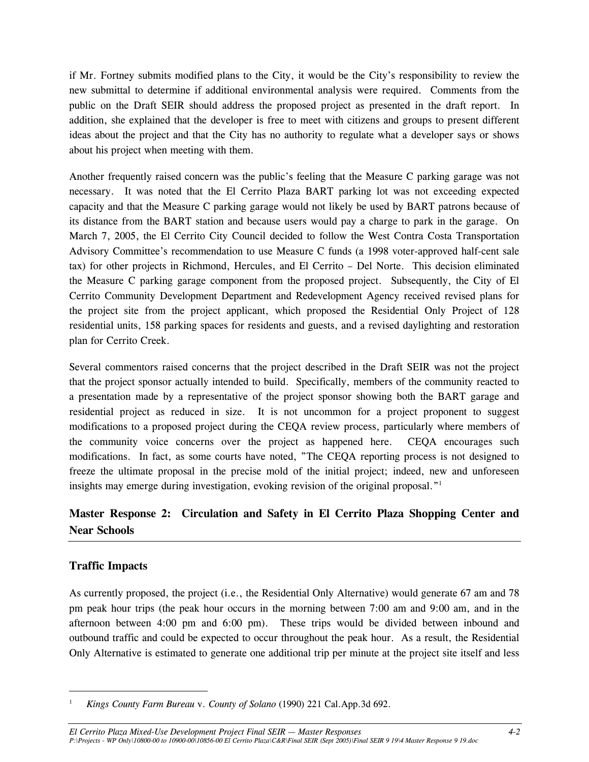if Mr. Fortney submits modified plans to the City, it would be the City's responsibility to review the new submittal to determine if additional environmental analysis were required. Comments from the public on the Draft SEIR should address the proposed project as presented in the draft report. In addition, she explained that the developer is free to meet with citizens and groups to present different ideas about the project and that the City has no authority to regulate what a developer says or shows about his project when meeting with them.

Another frequently raised concern was the public's feeling that the Measure C parking garage was not necessary. It was noted that the El Cerrito Plaza BART parking lot was not exceeding expected capacity and that the Measure C parking garage would not likely be used by BART patrons because of its distance from the BART station and because users would pay a charge to park in the garage. On March 7, 2005, the El Cerrito City Council decided to follow the West Contra Costa Transportation Advisory Committee's recommendation to use Measure C funds (a 1998 voter-approved half-cent sale tax) for other projects in Richmond, Hercules, and El Cerrito – Del Norte. This decision eliminated the Measure C parking garage component from the proposed project. Subsequently, the City of El Cerrito Community Development Department and Redevelopment Agency received revised plans for the project site from the project applicant, which proposed the Residential Only Project of 128 residential units, 158 parking spaces for residents and guests, and a revised daylighting and restoration plan for Cerrito Creek.

Several commentors raised concerns that the project described in the Draft SEIR was not the project that the project sponsor actually intended to build. Specifically, members of the community reacted to a presentation made by a representative of the project sponsor showing both the BART garage and residential project as reduced in size. It is not uncommon for a project proponent to suggest modifications to a proposed project during the CEQA review process, particularly where members of the community voice concerns over the project as happened here. CEQA encourages such modifications. In fact, as some courts have noted, "The CEQA reporting process is not designed to freeze the ultimate proposal in the precise mold of the initial project; indeed, new and unforeseen insights may emerge during investigation, evoking revision of the original proposal."[1]

## Master Response 2: Circulation and Safety in El Cerrito Plaza Shopping Center and Near Schools

### Traffic Impacts

As currently proposed, the project (i.e., the Residential Only Alternative) would generate 67 am and 78 pm peak hour trips (the peak hour occurs in the morning between 7:00 am and 9:00 am, and in the afternoon between 4:00 pm and 6:00 pm). These trips would be divided between inbound and outbound traffic and could be expected to occur throughout the peak hour. As a result, the Residential Only Alternative is estimated to generate one additional trip per minute at the project site itself and less

---

[1] *Kings County Farm Bureau* v. *County of Solano* (1990) 221 Cal.App.3d 692.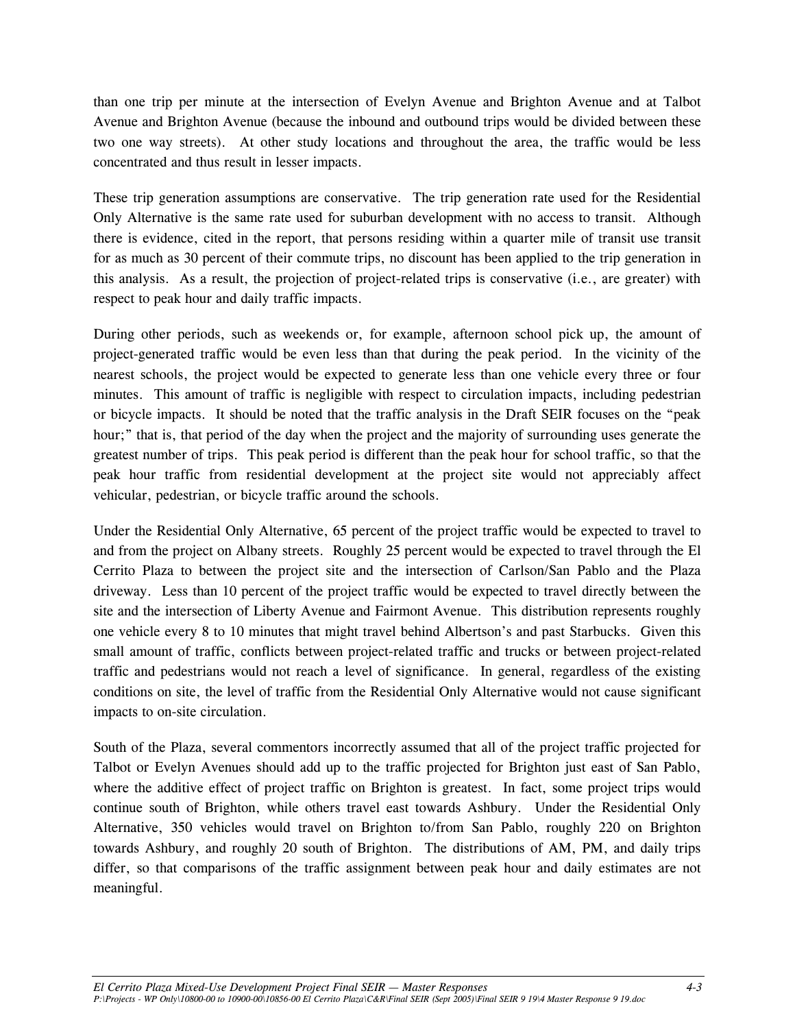than one trip per minute at the intersection of Evelyn Avenue and Brighton Avenue and at Talbot Avenue and Brighton Avenue (because the inbound and outbound trips would be divided between these two one way streets). At other study locations and throughout the area, the traffic would be less concentrated and thus result in lesser impacts.

These trip generation assumptions are conservative. The trip generation rate used for the Residential Only Alternative is the same rate used for suburban development with no access to transit. Although there is evidence, cited in the report, that persons residing within a quarter mile of transit use transit for as much as 30 percent of their commute trips, no discount has been applied to the trip generation in this analysis. As a result, the projection of project-related trips is conservative (i.e., are greater) with respect to peak hour and daily traffic impacts.

During other periods, such as weekends or, for example, afternoon school pick up, the amount of project-generated traffic would be even less than that during the peak period. In the vicinity of the nearest schools, the project would be expected to generate less than one vehicle every three or four minutes. This amount of traffic is negligible with respect to circulation impacts, including pedestrian or bicycle impacts. It should be noted that the traffic analysis in the Draft SEIR focuses on the "peak hour;" that is, that period of the day when the project and the majority of surrounding uses generate the greatest number of trips. This peak period is different than the peak hour for school traffic, so that the peak hour traffic from residential development at the project site would not appreciably affect vehicular, pedestrian, or bicycle traffic around the schools.

Under the Residential Only Alternative, 65 percent of the project traffic would be expected to travel to and from the project on Albany streets. Roughly 25 percent would be expected to travel through the El Cerrito Plaza to between the project site and the intersection of Carlson/San Pablo and the Plaza driveway. Less than 10 percent of the project traffic would be expected to travel directly between the site and the intersection of Liberty Avenue and Fairmont Avenue. This distribution represents roughly one vehicle every 8 to 10 minutes that might travel behind Albertson's and past Starbucks. Given this small amount of traffic, conflicts between project-related traffic and trucks or between project-related traffic and pedestrians would not reach a level of significance. In general, regardless of the existing conditions on site, the level of traffic from the Residential Only Alternative would not cause significant impacts to on-site circulation.

South of the Plaza, several commentors incorrectly assumed that all of the project traffic projected for Talbot or Evelyn Avenues should add up to the traffic projected for Brighton just east of San Pablo, where the additive effect of project traffic on Brighton is greatest. In fact, some project trips would continue south of Brighton, while others travel east towards Ashbury. Under the Residential Only Alternative, 350 vehicles would travel on Brighton to/from San Pablo, roughly 220 on Brighton towards Ashbury, and roughly 20 south of Brighton. The distributions of AM, PM, and daily trips differ, so that comparisons of the traffic assignment between peak hour and daily estimates are not meaningful.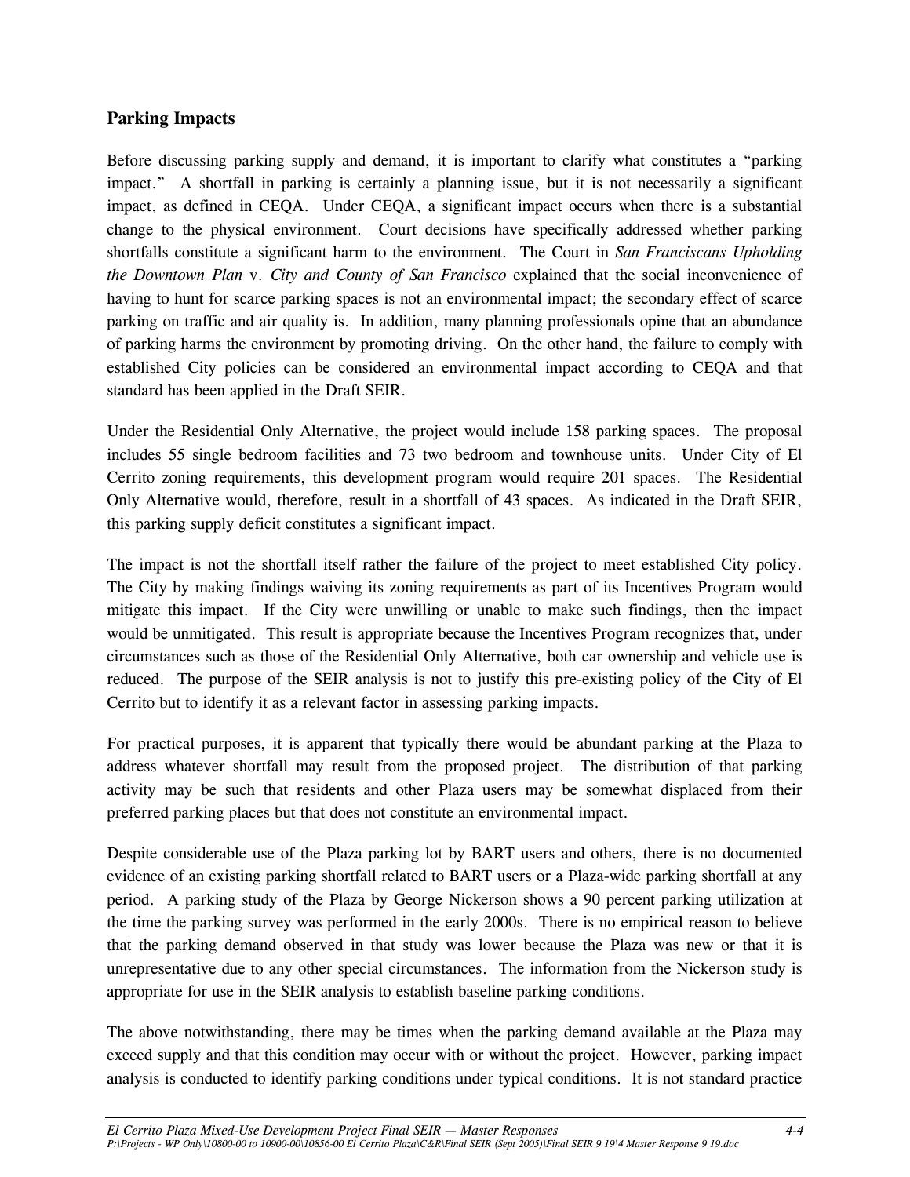## Parking Impacts

Before discussing parking supply and demand, it is important to clarify what constitutes a "parking impact." A shortfall in parking is certainly a planning issue, but it is not necessarily a significant impact, as defined in CEQA. Under CEQA, a significant impact occurs when there is a substantial change to the physical environment. Court decisions have specifically addressed whether parking shortfalls constitute a significant harm to the environment. The Court in *San Franciscans Upholding the Downtown Plan* v. *City and County of San Francisco* explained that the social inconvenience of having to hunt for scarce parking spaces is not an environmental impact; the secondary effect of scarce parking on traffic and air quality is. In addition, many planning professionals opine that an abundance of parking harms the environment by promoting driving. On the other hand, the failure to comply with established City policies can be considered an environmental impact according to CEQA and that standard has been applied in the Draft SEIR.

Under the Residential Only Alternative, the project would include 158 parking spaces. The proposal includes 55 single bedroom facilities and 73 two bedroom and townhouse units. Under City of El Cerrito zoning requirements, this development program would require 201 spaces. The Residential Only Alternative would, therefore, result in a shortfall of 43 spaces. As indicated in the Draft SEIR, this parking supply deficit constitutes a significant impact.

The impact is not the shortfall itself rather the failure of the project to meet established City policy. The City by making findings waiving its zoning requirements as part of its Incentives Program would mitigate this impact. If the City were unwilling or unable to make such findings, then the impact would be unmitigated. This result is appropriate because the Incentives Program recognizes that, under circumstances such as those of the Residential Only Alternative, both car ownership and vehicle use is reduced. The purpose of the SEIR analysis is not to justify this pre-existing policy of the City of El Cerrito but to identify it as a relevant factor in assessing parking impacts.

For practical purposes, it is apparent that typically there would be abundant parking at the Plaza to address whatever shortfall may result from the proposed project. The distribution of that parking activity may be such that residents and other Plaza users may be somewhat displaced from their preferred parking places but that does not constitute an environmental impact.

Despite considerable use of the Plaza parking lot by BART users and others, there is no documented evidence of an existing parking shortfall related to BART users or a Plaza-wide parking shortfall at any period. A parking study of the Plaza by George Nickerson shows a 90 percent parking utilization at the time the parking survey was performed in the early 2000s. There is no empirical reason to believe that the parking demand observed in that study was lower because the Plaza was new or that it is unrepresentative due to any other special circumstances. The information from the Nickerson study is appropriate for use in the SEIR analysis to establish baseline parking conditions.

The above notwithstanding, there may be times when the parking demand available at the Plaza may exceed supply and that this condition may occur with or without the project. However, parking impact analysis is conducted to identify parking conditions under typical conditions. It is not standard practice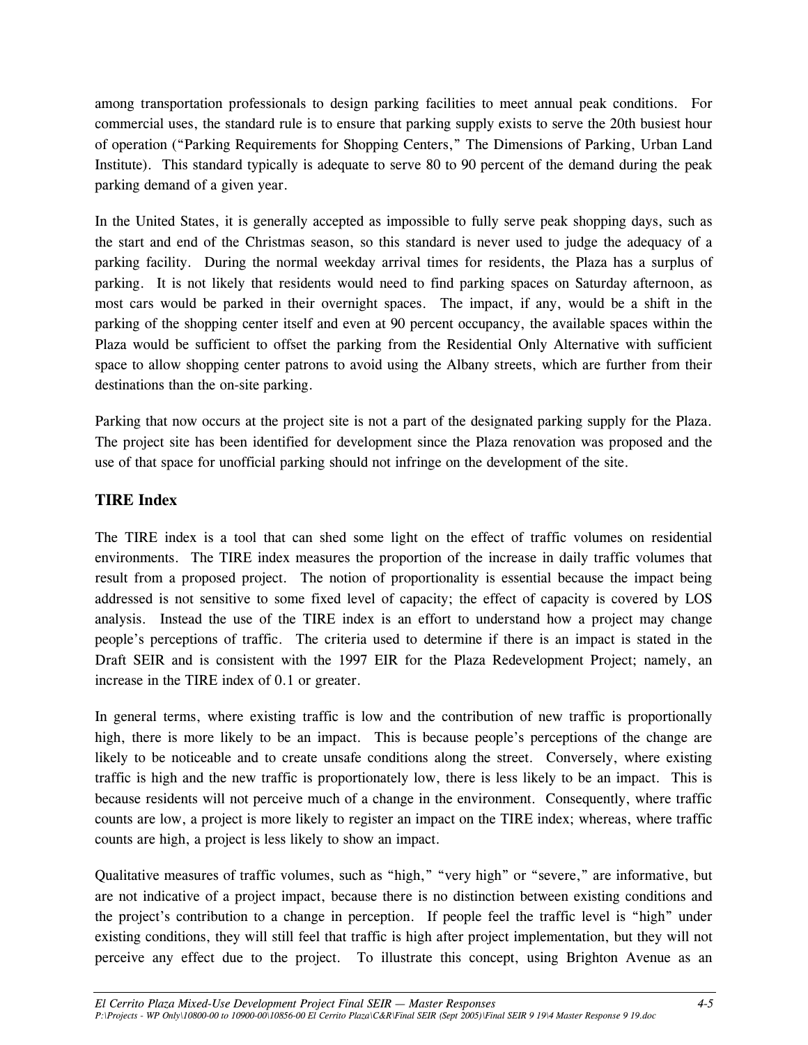among transportation professionals to design parking facilities to meet annual peak conditions. For commercial uses, the standard rule is to ensure that parking supply exists to serve the 20th busiest hour of operation ("Parking Requirements for Shopping Centers," The Dimensions of Parking, Urban Land Institute). This standard typically is adequate to serve 80 to 90 percent of the demand during the peak parking demand of a given year.

In the United States, it is generally accepted as impossible to fully serve peak shopping days, such as the start and end of the Christmas season, so this standard is never used to judge the adequacy of a parking facility. During the normal weekday arrival times for residents, the Plaza has a surplus of parking. It is not likely that residents would need to find parking spaces on Saturday afternoon, as most cars would be parked in their overnight spaces. The impact, if any, would be a shift in the parking of the shopping center itself and even at 90 percent occupancy, the available spaces within the Plaza would be sufficient to offset the parking from the Residential Only Alternative with sufficient space to allow shopping center patrons to avoid using the Albany streets, which are further from their destinations than the on-site parking.

Parking that now occurs at the project site is not a part of the designated parking supply for the Plaza. The project site has been identified for development since the Plaza renovation was proposed and the use of that space for unofficial parking should not infringe on the development of the site.

### TIRE Index

The TIRE index is a tool that can shed some light on the effect of traffic volumes on residential environments. The TIRE index measures the proportion of the increase in daily traffic volumes that result from a proposed project. The notion of proportionality is essential because the impact being addressed is not sensitive to some fixed level of capacity; the effect of capacity is covered by LOS analysis. Instead the use of the TIRE index is an effort to understand how a project may change people's perceptions of traffic. The criteria used to determine if there is an impact is stated in the Draft SEIR and is consistent with the 1997 EIR for the Plaza Redevelopment Project; namely, an increase in the TIRE index of 0.1 or greater.

In general terms, where existing traffic is low and the contribution of new traffic is proportionally high, there is more likely to be an impact. This is because people's perceptions of the change are likely to be noticeable and to create unsafe conditions along the street. Conversely, where existing traffic is high and the new traffic is proportionately low, there is less likely to be an impact. This is because residents will not perceive much of a change in the environment. Consequently, where traffic counts are low, a project is more likely to register an impact on the TIRE index; whereas, where traffic counts are high, a project is less likely to show an impact.

Qualitative measures of traffic volumes, such as "high," "very high" or "severe," are informative, but are not indicative of a project impact, because there is no distinction between existing conditions and the project's contribution to a change in perception. If people feel the traffic level is "high" under existing conditions, they will still feel that traffic is high after project implementation, but they will not perceive any effect due to the project. To illustrate this concept, using Brighton Avenue as an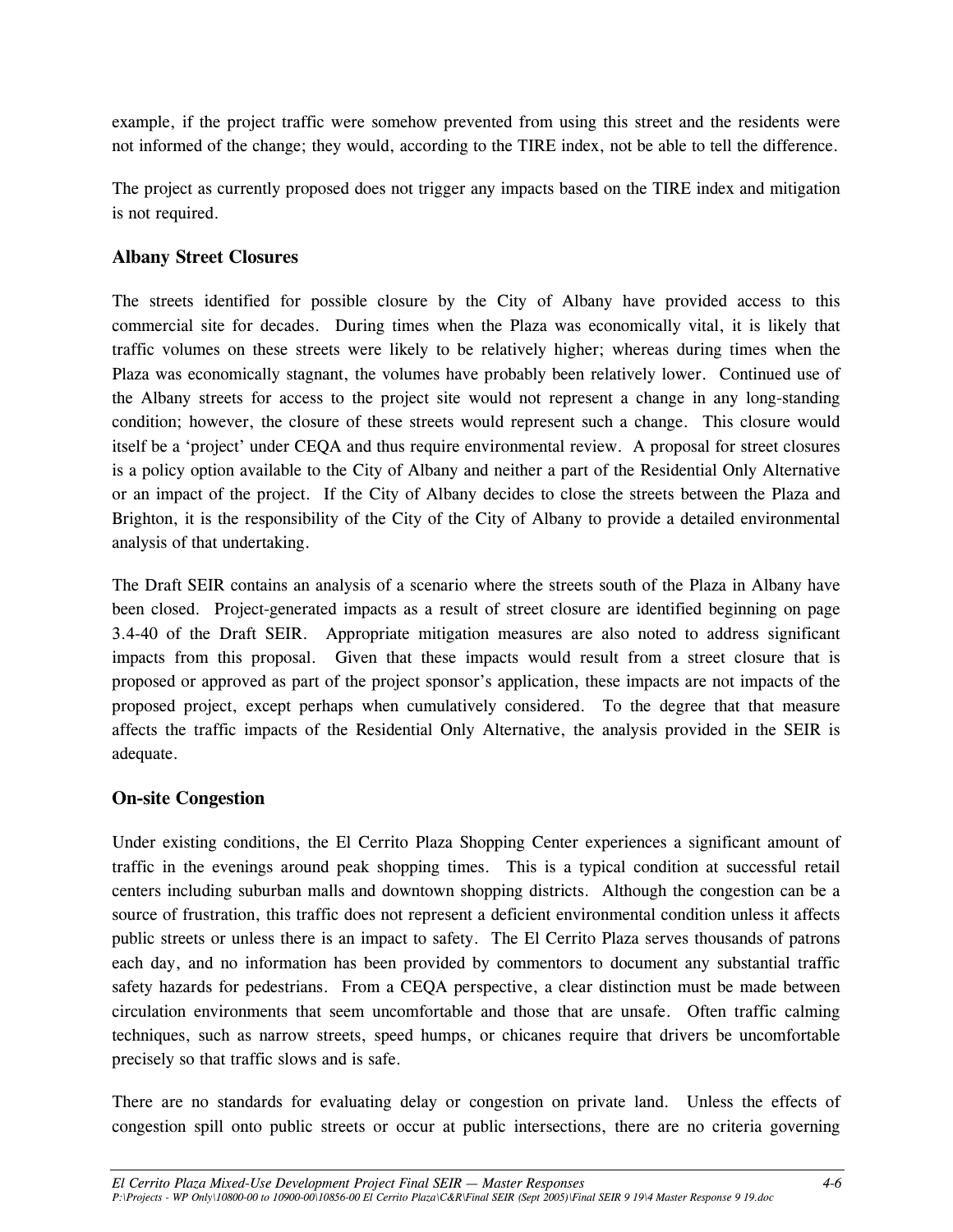example, if the project traffic were somehow prevented from using this street and the residents were not informed of the change; they would, according to the TIRE index, not be able to tell the difference.

The project as currently proposed does not trigger any impacts based on the TIRE index and mitigation is not required.

### Albany Street Closures

The streets identified for possible closure by the City of Albany have provided access to this commercial site for decades. During times when the Plaza was economically vital, it is likely that traffic volumes on these streets were likely to be relatively higher; whereas during times when the Plaza was economically stagnant, the volumes have probably been relatively lower. Continued use of the Albany streets for access to the project site would not represent a change in any long-standing condition; however, the closure of these streets would represent such a change. This closure would itself be a 'project' under CEQA and thus require environmental review. A proposal for street closures is a policy option available to the City of Albany and neither a part of the Residential Only Alternative or an impact of the project. If the City of Albany decides to close the streets between the Plaza and Brighton, it is the responsibility of the City of the City of Albany to provide a detailed environmental analysis of that undertaking.

The Draft SEIR contains an analysis of a scenario where the streets south of the Plaza in Albany have been closed. Project-generated impacts as a result of street closure are identified beginning on page 3.4-40 of the Draft SEIR. Appropriate mitigation measures are also noted to address significant impacts from this proposal. Given that these impacts would result from a street closure that is proposed or approved as part of the project sponsor's application, these impacts are not impacts of the proposed project, except perhaps when cumulatively considered. To the degree that that measure affects the traffic impacts of the Residential Only Alternative, the analysis provided in the SEIR is adequate.

### On-site Congestion

Under existing conditions, the El Cerrito Plaza Shopping Center experiences a significant amount of traffic in the evenings around peak shopping times. This is a typical condition at successful retail centers including suburban malls and downtown shopping districts. Although the congestion can be a source of frustration, this traffic does not represent a deficient environmental condition unless it affects public streets or unless there is an impact to safety. The El Cerrito Plaza serves thousands of patrons each day, and no information has been provided by commentors to document any substantial traffic safety hazards for pedestrians. From a CEQA perspective, a clear distinction must be made between circulation environments that seem uncomfortable and those that are unsafe. Often traffic calming techniques, such as narrow streets, speed humps, or chicanes require that drivers be uncomfortable precisely so that traffic slows and is safe.

There are no standards for evaluating delay or congestion on private land. Unless the effects of congestion spill onto public streets or occur at public intersections, there are no criteria governing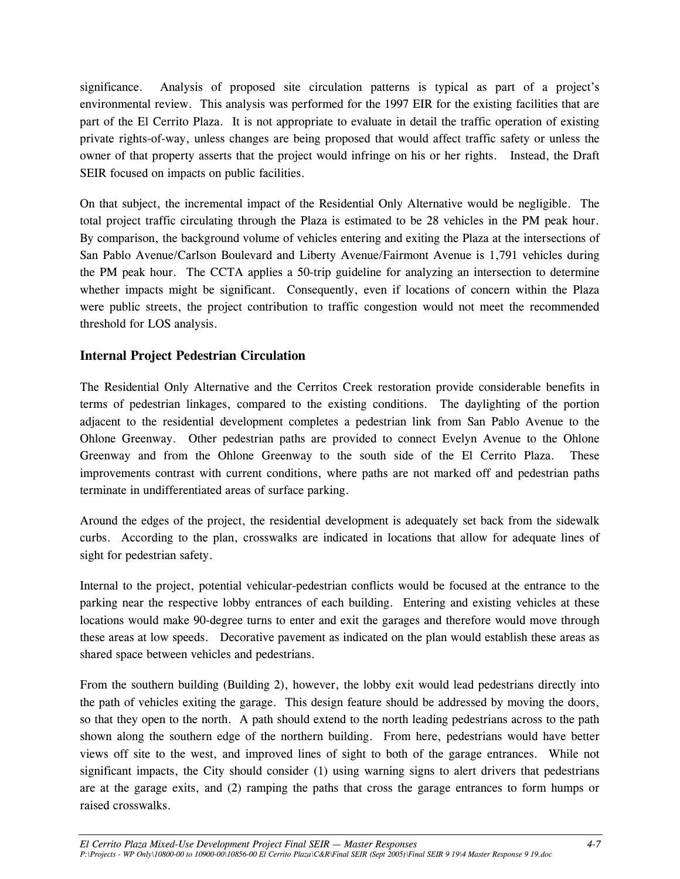significance. Analysis of proposed site circulation patterns is typical as part of a project's environmental review. This analysis was performed for the 1997 EIR for the existing facilities that are part of the El Cerrito Plaza. It is not appropriate to evaluate in detail the traffic operation of existing private rights-of-way, unless changes are being proposed that would affect traffic safety or unless the owner of that property asserts that the project would infringe on his or her rights. Instead, the Draft SEIR focused on impacts on public facilities.

On that subject, the incremental impact of the Residential Only Alternative would be negligible. The total project traffic circulating through the Plaza is estimated to be 28 vehicles in the PM peak hour. By comparison, the background volume of vehicles entering and exiting the Plaza at the intersections of San Pablo Avenue/Carlson Boulevard and Liberty Avenue/Fairmont Avenue is 1,791 vehicles during the PM peak hour. The CCTA applies a 50-trip guideline for analyzing an intersection to determine whether impacts might be significant. Consequently, even if locations of concern within the Plaza were public streets, the project contribution to traffic congestion would not meet the recommended threshold for LOS analysis.

### Internal Project Pedestrian Circulation

The Residential Only Alternative and the Cerritos Creek restoration provide considerable benefits in terms of pedestrian linkages, compared to the existing conditions. The daylighting of the portion adjacent to the residential development completes a pedestrian link from San Pablo Avenue to the Ohlone Greenway. Other pedestrian paths are provided to connect Evelyn Avenue to the Ohlone Greenway and from the Ohlone Greenway to the south side of the El Cerrito Plaza. These improvements contrast with current conditions, where paths are not marked off and pedestrian paths terminate in undifferentiated areas of surface parking.

Around the edges of the project, the residential development is adequately set back from the sidewalk curbs. According to the plan, crosswalks are indicated in locations that allow for adequate lines of sight for pedestrian safety.

Internal to the project, potential vehicular-pedestrian conflicts would be focused at the entrance to the parking near the respective lobby entrances of each building. Entering and existing vehicles at these locations would make 90-degree turns to enter and exit the garages and therefore would move through these areas at low speeds. Decorative pavement as indicated on the plan would establish these areas as shared space between vehicles and pedestrians.

From the southern building (Building 2), however, the lobby exit would lead pedestrians directly into the path of vehicles exiting the garage. This design feature should be addressed by moving the doors, so that they open to the north. A path should extend to the north leading pedestrians across to the path shown along the southern edge of the northern building. From here, pedestrians would have better views off site to the west, and improved lines of sight to both of the garage entrances. While not significant impacts, the City should consider (1) using warning signs to alert drivers that pedestrians are at the garage exits, and (2) ramping the paths that cross the garage entrances to form humps or raised crosswalks.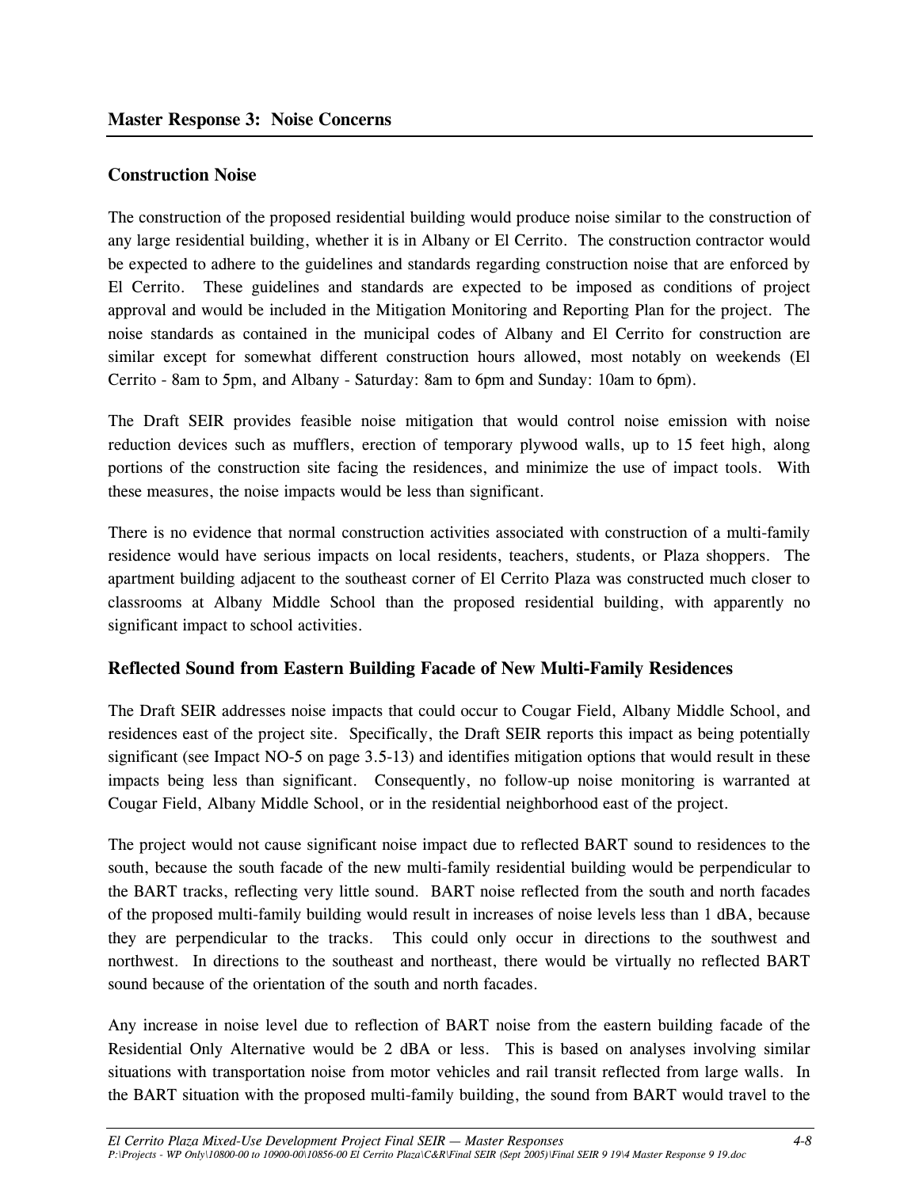## Master Response 3: Noise Concerns

### Construction Noise

The construction of the proposed residential building would produce noise similar to the construction of any large residential building, whether it is in Albany or El Cerrito. The construction contractor would be expected to adhere to the guidelines and standards regarding construction noise that are enforced by El Cerrito. These guidelines and standards are expected to be imposed as conditions of project approval and would be included in the Mitigation Monitoring and Reporting Plan for the project. The noise standards as contained in the municipal codes of Albany and El Cerrito for construction are similar except for somewhat different construction hours allowed, most notably on weekends (El Cerrito - 8am to 5pm, and Albany - Saturday: 8am to 6pm and Sunday: 10am to 6pm).

The Draft SEIR provides feasible noise mitigation that would control noise emission with noise reduction devices such as mufflers, erection of temporary plywood walls, up to 15 feet high, along portions of the construction site facing the residences, and minimize the use of impact tools. With these measures, the noise impacts would be less than significant.

There is no evidence that normal construction activities associated with construction of a multi-family residence would have serious impacts on local residents, teachers, students, or Plaza shoppers. The apartment building adjacent to the southeast corner of El Cerrito Plaza was constructed much closer to classrooms at Albany Middle School than the proposed residential building, with apparently no significant impact to school activities.

### Reflected Sound from Eastern Building Facade of New Multi-Family Residences

The Draft SEIR addresses noise impacts that could occur to Cougar Field, Albany Middle School, and residences east of the project site. Specifically, the Draft SEIR reports this impact as being potentially significant (see Impact NO-5 on page 3.5-13) and identifies mitigation options that would result in these impacts being less than significant. Consequently, no follow-up noise monitoring is warranted at Cougar Field, Albany Middle School, or in the residential neighborhood east of the project.

The project would not cause significant noise impact due to reflected BART sound to residences to the south, because the south facade of the new multi-family residential building would be perpendicular to the BART tracks, reflecting very little sound. BART noise reflected from the south and north facades of the proposed multi-family building would result in increases of noise levels less than 1 dBA, because they are perpendicular to the tracks. This could only occur in directions to the southwest and northwest. In directions to the southeast and northeast, there would be virtually no reflected BART sound because of the orientation of the south and north facades.

Any increase in noise level due to reflection of BART noise from the eastern building facade of the Residential Only Alternative would be 2 dBA or less. This is based on analyses involving similar situations with transportation noise from motor vehicles and rail transit reflected from large walls. In the BART situation with the proposed multi-family building, the sound from BART would travel to the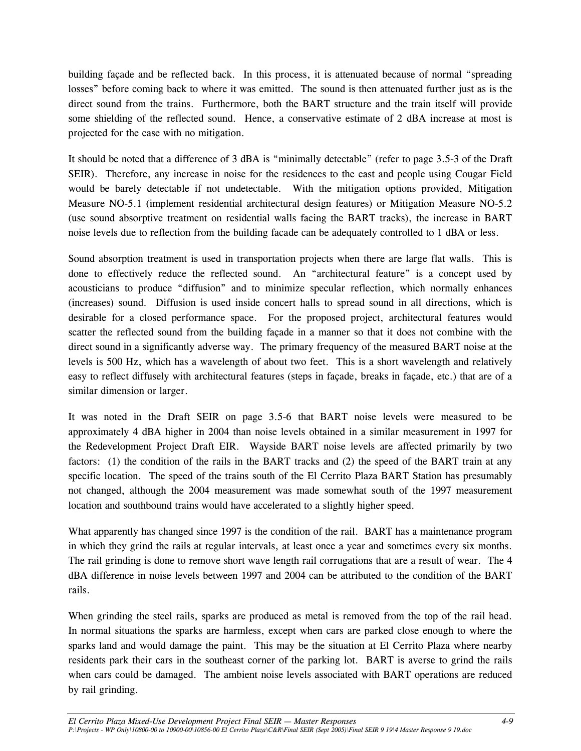building façade and be reflected back. In this process, it is attenuated because of normal "spreading losses" before coming back to where it was emitted. The sound is then attenuated further just as is the direct sound from the trains. Furthermore, both the BART structure and the train itself will provide some shielding of the reflected sound. Hence, a conservative estimate of 2 dBA increase at most is projected for the case with no mitigation.

It should be noted that a difference of 3 dBA is "minimally detectable" (refer to page 3.5-3 of the Draft SEIR). Therefore, any increase in noise for the residences to the east and people using Cougar Field would be barely detectable if not undetectable. With the mitigation options provided, Mitigation Measure NO-5.1 (implement residential architectural design features) or Mitigation Measure NO-5.2 (use sound absorptive treatment on residential walls facing the BART tracks), the increase in BART noise levels due to reflection from the building facade can be adequately controlled to 1 dBA or less.

Sound absorption treatment is used in transportation projects when there are large flat walls. This is done to effectively reduce the reflected sound. An "architectural feature" is a concept used by acousticians to produce "diffusion" and to minimize specular reflection, which normally enhances (increases) sound. Diffusion is used inside concert halls to spread sound in all directions, which is desirable for a closed performance space. For the proposed project, architectural features would scatter the reflected sound from the building façade in a manner so that it does not combine with the direct sound in a significantly adverse way. The primary frequency of the measured BART noise at the levels is 500 Hz, which has a wavelength of about two feet. This is a short wavelength and relatively easy to reflect diffusely with architectural features (steps in façade, breaks in façade, etc.) that are of a similar dimension or larger.

It was noted in the Draft SEIR on page 3.5-6 that BART noise levels were measured to be approximately 4 dBA higher in 2004 than noise levels obtained in a similar measurement in 1997 for the Redevelopment Project Draft EIR. Wayside BART noise levels are affected primarily by two factors: (1) the condition of the rails in the BART tracks and (2) the speed of the BART train at any specific location. The speed of the trains south of the El Cerrito Plaza BART Station has presumably not changed, although the 2004 measurement was made somewhat south of the 1997 measurement location and southbound trains would have accelerated to a slightly higher speed.

What apparently has changed since 1997 is the condition of the rail. BART has a maintenance program in which they grind the rails at regular intervals, at least once a year and sometimes every six months. The rail grinding is done to remove short wave length rail corrugations that are a result of wear. The 4 dBA difference in noise levels between 1997 and 2004 can be attributed to the condition of the BART rails.

When grinding the steel rails, sparks are produced as metal is removed from the top of the rail head. In normal situations the sparks are harmless, except when cars are parked close enough to where the sparks land and would damage the paint. This may be the situation at El Cerrito Plaza where nearby residents park their cars in the southeast corner of the parking lot. BART is averse to grind the rails when cars could be damaged. The ambient noise levels associated with BART operations are reduced by rail grinding.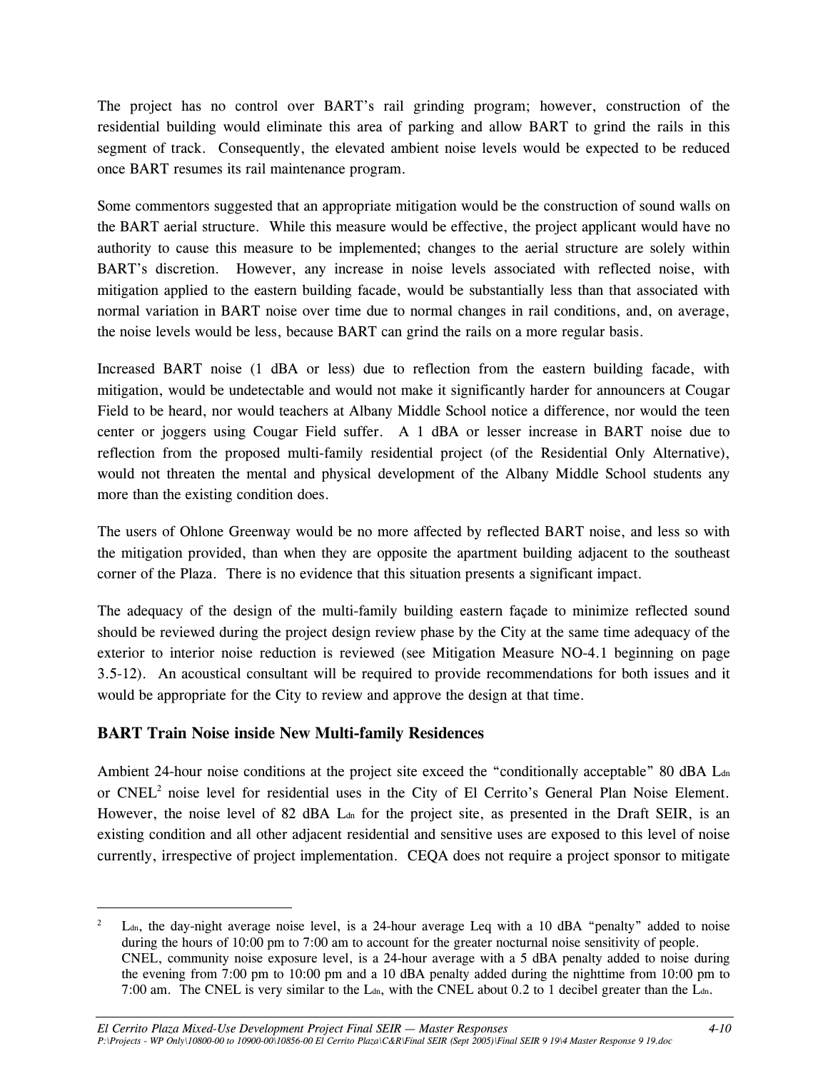The project has no control over BART's rail grinding program; however, construction of the residential building would eliminate this area of parking and allow BART to grind the rails in this segment of track. Consequently, the elevated ambient noise levels would be expected to be reduced once BART resumes its rail maintenance program.

Some commentors suggested that an appropriate mitigation would be the construction of sound walls on the BART aerial structure. While this measure would be effective, the project applicant would have no authority to cause this measure to be implemented; changes to the aerial structure are solely within BART's discretion. However, any increase in noise levels associated with reflected noise, with mitigation applied to the eastern building facade, would be substantially less than that associated with normal variation in BART noise over time due to normal changes in rail conditions, and, on average, the noise levels would be less, because BART can grind the rails on a more regular basis.

Increased BART noise (1 dBA or less) due to reflection from the eastern building facade, with mitigation, would be undetectable and would not make it significantly harder for announcers at Cougar Field to be heard, nor would teachers at Albany Middle School notice a difference, nor would the teen center or joggers using Cougar Field suffer. A 1 dBA or lesser increase in BART noise due to reflection from the proposed multi-family residential project (of the Residential Only Alternative), would not threaten the mental and physical development of the Albany Middle School students any more than the existing condition does.

The users of Ohlone Greenway would be no more affected by reflected BART noise, and less so with the mitigation provided, than when they are opposite the apartment building adjacent to the southeast corner of the Plaza. There is no evidence that this situation presents a significant impact.

The adequacy of the design of the multi-family building eastern façade to minimize reflected sound should be reviewed during the project design review phase by the City at the same time adequacy of the exterior to interior noise reduction is reviewed (see Mitigation Measure NO-4.1 beginning on page 3.5-12). An acoustical consultant will be required to provide recommendations for both issues and it would be appropriate for the City to review and approve the design at that time.

### BART Train Noise inside New Multi-family Residences

Ambient 24-hour noise conditions at the project site exceed the "conditionally acceptable" 80 dBA $L_{dn}$ or CNEL[2] noise level for residential uses in the City of El Cerrito's General Plan Noise Element. However, the noise level of 82 dBA $L_{dn}$ for the project site, as presented in the Draft SEIR, is an existing condition and all other adjacent residential and sensitive uses are exposed to this level of noise currently, irrespective of project implementation. CEQA does not require a project sponsor to mitigate

---

[2] $L_{dn}$, the day-night average noise level, is a 24-hour average Leq with a 10 dBA "penalty" added to noise during the hours of 10:00 pm to 7:00 am to account for the greater nocturnal noise sensitivity of people. CNEL, community noise exposure level, is a 24-hour average with a 5 dBA penalty added to noise during the evening from 7:00 pm to 10:00 pm and a 10 dBA penalty added during the nighttime from 10:00 pm to 7:00 am. The CNEL is very similar to the $L_{dn}$, with the CNEL about 0.2 to 1 decibel greater than the $L_{dn}$.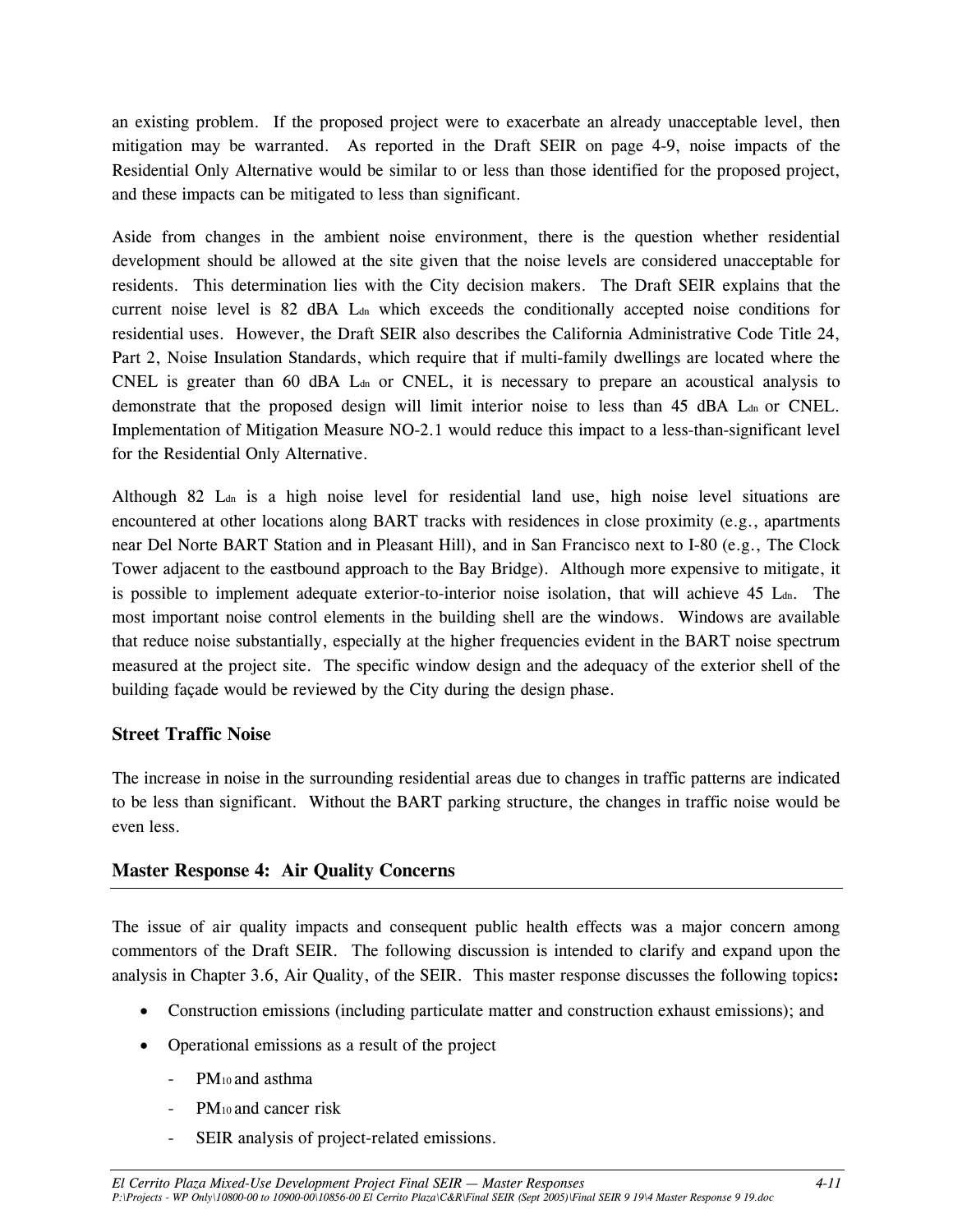an existing problem. If the proposed project were to exacerbate an already unacceptable level, then mitigation may be warranted. As reported in the Draft SEIR on page 4-9, noise impacts of the Residential Only Alternative would be similar to or less than those identified for the proposed project, and these impacts can be mitigated to less than significant.

Aside from changes in the ambient noise environment, there is the question whether residential development should be allowed at the site given that the noise levels are considered unacceptable for residents. This determination lies with the City decision makers. The Draft SEIR explains that the current noise level is 82 dBA $L_{dn}$ which exceeds the conditionally accepted noise conditions for residential uses. However, the Draft SEIR also describes the California Administrative Code Title 24, Part 2, Noise Insulation Standards, which require that if multi-family dwellings are located where the CNEL is greater than 60 dBA $L_{dn}$ or CNEL, it is necessary to prepare an acoustical analysis to demonstrate that the proposed design will limit interior noise to less than 45 dBA $L_{dn}$ or CNEL. Implementation of Mitigation Measure NO-2.1 would reduce this impact to a less-than-significant level for the Residential Only Alternative.

Although 82 $L_{dn}$ is a high noise level for residential land use, high noise level situations are encountered at other locations along BART tracks with residences in close proximity (e.g., apartments near Del Norte BART Station and in Pleasant Hill), and in San Francisco next to I-80 (e.g., The Clock Tower adjacent to the eastbound approach to the Bay Bridge). Although more expensive to mitigate, it is possible to implement adequate exterior-to-interior noise isolation, that will achieve 45 $L_{dn}$. The most important noise control elements in the building shell are the windows. Windows are available that reduce noise substantially, especially at the higher frequencies evident in the BART noise spectrum measured at the project site. The specific window design and the adequacy of the exterior shell of the building façade would be reviewed by the City during the design phase.

### Street Traffic Noise

The increase in noise in the surrounding residential areas due to changes in traffic patterns are indicated to be less than significant. Without the BART parking structure, the changes in traffic noise would be even less.

## Master Response 4: Air Quality Concerns

The issue of air quality impacts and consequent public health effects was a major concern among commentors of the Draft SEIR. The following discussion is intended to clarify and expand upon the analysis in Chapter 3.6, Air Quality, of the SEIR. This master response discusses the following topics**:**

- Construction emissions (including particulate matter and construction exhaust emissions); and
- Operational emissions as a result of the project
  - $PM_{10}$ and asthma
  - $PM_{10}$ and cancer risk
  - SEIR analysis of project-related emissions.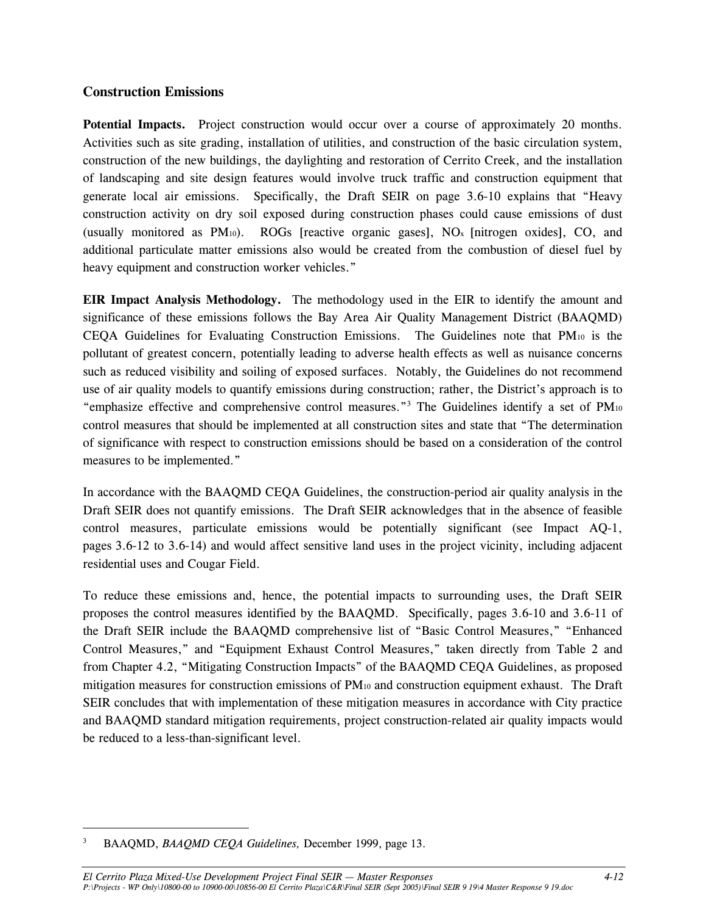## Construction Emissions

**Potential Impacts.** Project construction would occur over a course of approximately 20 months. Activities such as site grading, installation of utilities, and construction of the basic circulation system, construction of the new buildings, the daylighting and restoration of Cerrito Creek, and the installation of landscaping and site design features would involve truck traffic and construction equipment that generate local air emissions. Specifically, the Draft SEIR on page 3.6-10 explains that "Heavy construction activity on dry soil exposed during construction phases could cause emissions of dust (usually monitored as $PM_{10}$). ROGs [reactive organic gases], $NO_x$ [nitrogen oxides], CO, and additional particulate matter emissions also would be created from the combustion of diesel fuel by heavy equipment and construction worker vehicles."

**EIR Impact Analysis Methodology.** The methodology used in the EIR to identify the amount and significance of these emissions follows the Bay Area Air Quality Management District (BAAQMD) CEQA Guidelines for Evaluating Construction Emissions. The Guidelines note that $PM_{10}$ is the pollutant of greatest concern, potentially leading to adverse health effects as well as nuisance concerns such as reduced visibility and soiling of exposed surfaces. Notably, the Guidelines do not recommend use of air quality models to quantify emissions during construction; rather, the District's approach is to "emphasize effective and comprehensive control measures."[3] The Guidelines identify a set of $PM_{10}$ control measures that should be implemented at all construction sites and state that "The determination of significance with respect to construction emissions should be based on a consideration of the control measures to be implemented."

In accordance with the BAAQMD CEQA Guidelines, the construction-period air quality analysis in the Draft SEIR does not quantify emissions. The Draft SEIR acknowledges that in the absence of feasible control measures, particulate emissions would be potentially significant (see Impact AQ-1, pages 3.6-12 to 3.6-14) and would affect sensitive land uses in the project vicinity, including adjacent residential uses and Cougar Field.

To reduce these emissions and, hence, the potential impacts to surrounding uses, the Draft SEIR proposes the control measures identified by the BAAQMD. Specifically, pages 3.6-10 and 3.6-11 of the Draft SEIR include the BAAQMD comprehensive list of "Basic Control Measures," "Enhanced Control Measures," and "Equipment Exhaust Control Measures," taken directly from Table 2 and from Chapter 4.2, "Mitigating Construction Impacts" of the BAAQMD CEQA Guidelines, as proposed mitigation measures for construction emissions of $PM_{10}$ and construction equipment exhaust. The Draft SEIR concludes that with implementation of these mitigation measures in accordance with City practice and BAAQMD standard mitigation requirements, project construction-related air quality impacts would be reduced to a less-than-significant level.

---

[3] BAAQMD, *BAAQMD CEQA Guidelines,* December 1999, page 13.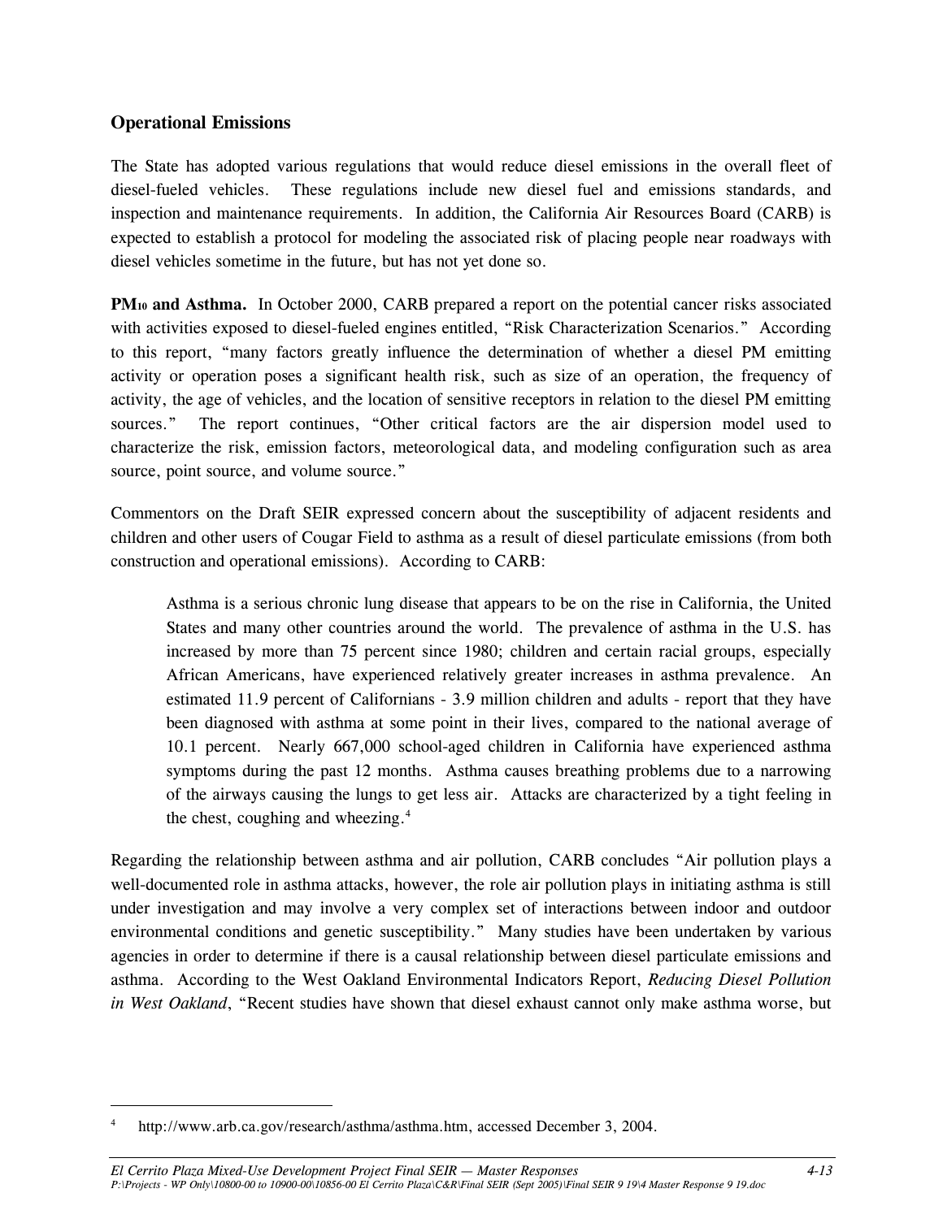### Operational Emissions

The State has adopted various regulations that would reduce diesel emissions in the overall fleet of diesel-fueled vehicles. These regulations include new diesel fuel and emissions standards, and inspection and maintenance requirements. In addition, the California Air Resources Board (CARB) is expected to establish a protocol for modeling the associated risk of placing people near roadways with diesel vehicles sometime in the future, but has not yet done so.

**$PM_{10}$ and Asthma.** In October 2000, CARB prepared a report on the potential cancer risks associated with activities exposed to diesel-fueled engines entitled, "Risk Characterization Scenarios." According to this report, "many factors greatly influence the determination of whether a diesel PM emitting activity or operation poses a significant health risk, such as size of an operation, the frequency of activity, the age of vehicles, and the location of sensitive receptors in relation to the diesel PM emitting sources." The report continues, "Other critical factors are the air dispersion model used to characterize the risk, emission factors, meteorological data, and modeling configuration such as area source, point source, and volume source."

Commentors on the Draft SEIR expressed concern about the susceptibility of adjacent residents and children and other users of Cougar Field to asthma as a result of diesel particulate emissions (from both construction and operational emissions). According to CARB:

> Asthma is a serious chronic lung disease that appears to be on the rise in California, the United States and many other countries around the world. The prevalence of asthma in the U.S. has increased by more than 75 percent since 1980; children and certain racial groups, especially African Americans, have experienced relatively greater increases in asthma prevalence. An estimated 11.9 percent of Californians - 3.9 million children and adults - report that they have been diagnosed with asthma at some point in their lives, compared to the national average of 10.1 percent. Nearly 667,000 school-aged children in California have experienced asthma symptoms during the past 12 months. Asthma causes breathing problems due to a narrowing of the airways causing the lungs to get less air. Attacks are characterized by a tight feeling in the chest, coughing and wheezing.[4]

Regarding the relationship between asthma and air pollution, CARB concludes "Air pollution plays a well-documented role in asthma attacks, however, the role air pollution plays in initiating asthma is still under investigation and may involve a very complex set of interactions between indoor and outdoor environmental conditions and genetic susceptibility." Many studies have been undertaken by various agencies in order to determine if there is a causal relationship between diesel particulate emissions and asthma. According to the West Oakland Environmental Indicators Report, *Reducing Diesel Pollution in West Oakland*, "Recent studies have shown that diesel exhaust cannot only make asthma worse, but

---

[4] http://www.arb.ca.gov/research/asthma/asthma.htm, accessed December 3, 2004.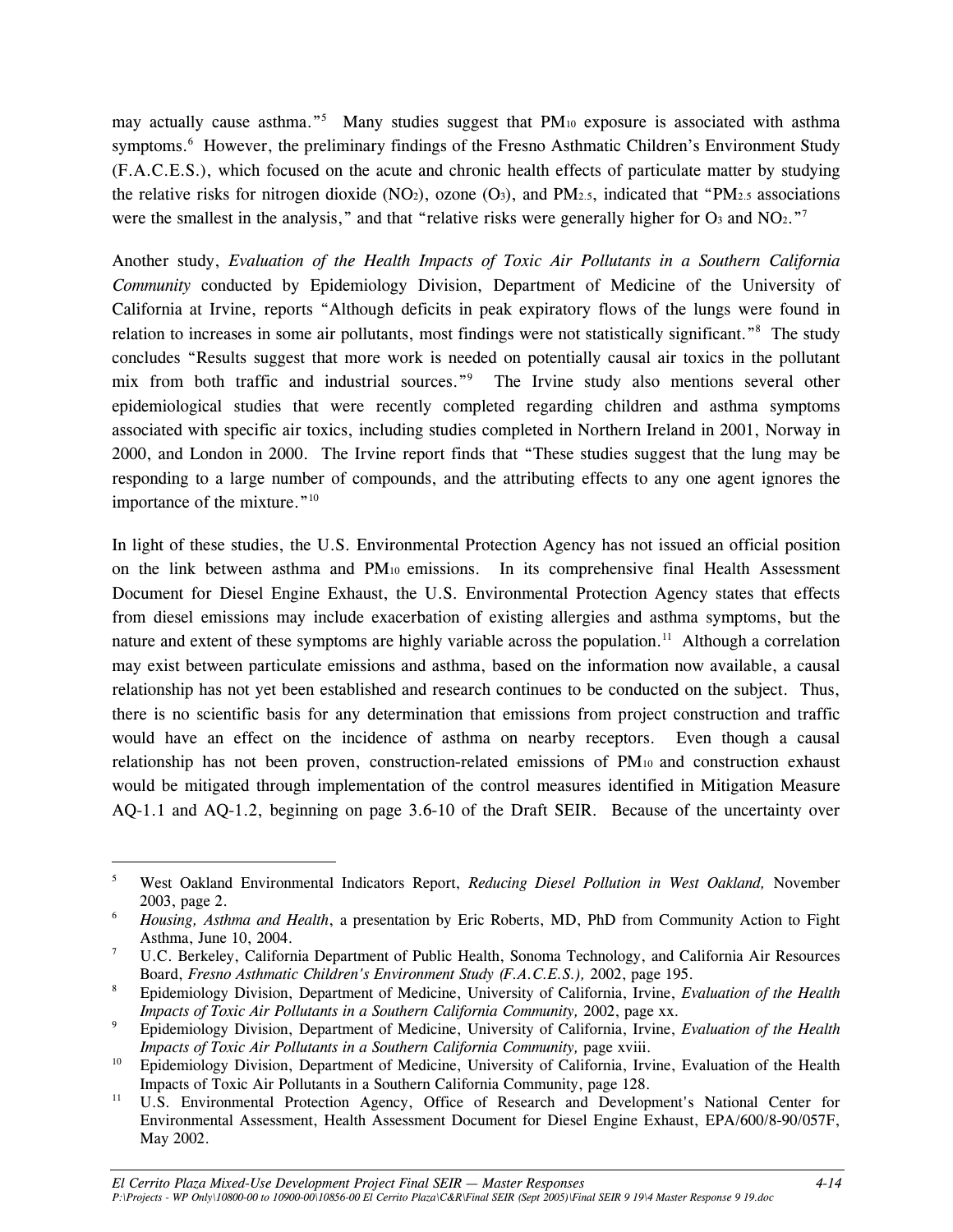may actually cause asthma."[5] Many studies suggest that $PM_{10}$ exposure is associated with asthma symptoms.[6] However, the preliminary findings of the Fresno Asthmatic Children's Environment Study (F.A.C.E.S.), which focused on the acute and chronic health effects of particulate matter by studying the relative risks for nitrogen dioxide ($NO_2$), ozone ($O_3$), and $PM_{2.5}$, indicated that "$PM_{2.5}$ associations were the smallest in the analysis," and that "relative risks were generally higher for $O_3$ and $NO_2$."[7]

Another study, *Evaluation of the Health Impacts of Toxic Air Pollutants in a Southern California Community* conducted by Epidemiology Division, Department of Medicine of the University of California at Irvine, reports "Although deficits in peak expiratory flows of the lungs were found in relation to increases in some air pollutants, most findings were not statistically significant."[8] The study concludes "Results suggest that more work is needed on potentially causal air toxics in the pollutant mix from both traffic and industrial sources."[9] The Irvine study also mentions several other epidemiological studies that were recently completed regarding children and asthma symptoms associated with specific air toxics, including studies completed in Northern Ireland in 2001, Norway in 2000, and London in 2000. The Irvine report finds that "These studies suggest that the lung may be responding to a large number of compounds, and the attributing effects to any one agent ignores the importance of the mixture."[10]

In light of these studies, the U.S. Environmental Protection Agency has not issued an official position on the link between asthma and $PM_{10}$ emissions. In its comprehensive final Health Assessment Document for Diesel Engine Exhaust, the U.S. Environmental Protection Agency states that effects from diesel emissions may include exacerbation of existing allergies and asthma symptoms, but the nature and extent of these symptoms are highly variable across the population.[11] Although a correlation may exist between particulate emissions and asthma, based on the information now available, a causal relationship has not yet been established and research continues to be conducted on the subject. Thus, there is no scientific basis for any determination that emissions from project construction and traffic would have an effect on the incidence of asthma on nearby receptors. Even though a causal relationship has not been proven, construction-related emissions of $PM_{10}$ and construction exhaust would be mitigated through implementation of the control measures identified in Mitigation Measure AQ-1.1 and AQ-1.2, beginning on page 3.6-10 of the Draft SEIR. Because of the uncertainty over

---

[5] West Oakland Environmental Indicators Report, *Reducing Diesel Pollution in West Oakland,* November 2003, page 2.

[6] *Housing, Asthma and Health*, a presentation by Eric Roberts, MD, PhD from Community Action to Fight Asthma, June 10, 2004.

[7] U.C. Berkeley, California Department of Public Health, Sonoma Technology, and California Air Resources Board, *Fresno Asthmatic Children's Environment Study (F.A.C.E.S.),* 2002, page 195.

[8] Epidemiology Division, Department of Medicine, University of California, Irvine, *Evaluation of the Health Impacts of Toxic Air Pollutants in a Southern California Community,* 2002, page xx.

[9] Epidemiology Division, Department of Medicine, University of California, Irvine, *Evaluation of the Health Impacts of Toxic Air Pollutants in a Southern California Community,* page xviii.

[10] Epidemiology Division, Department of Medicine, University of California, Irvine, Evaluation of the Health Impacts of Toxic Air Pollutants in a Southern California Community, page 128.

[11] U.S. Environmental Protection Agency, Office of Research and Development's National Center for Environmental Assessment, Health Assessment Document for Diesel Engine Exhaust, EPA/600/8-90/057F, May 2002.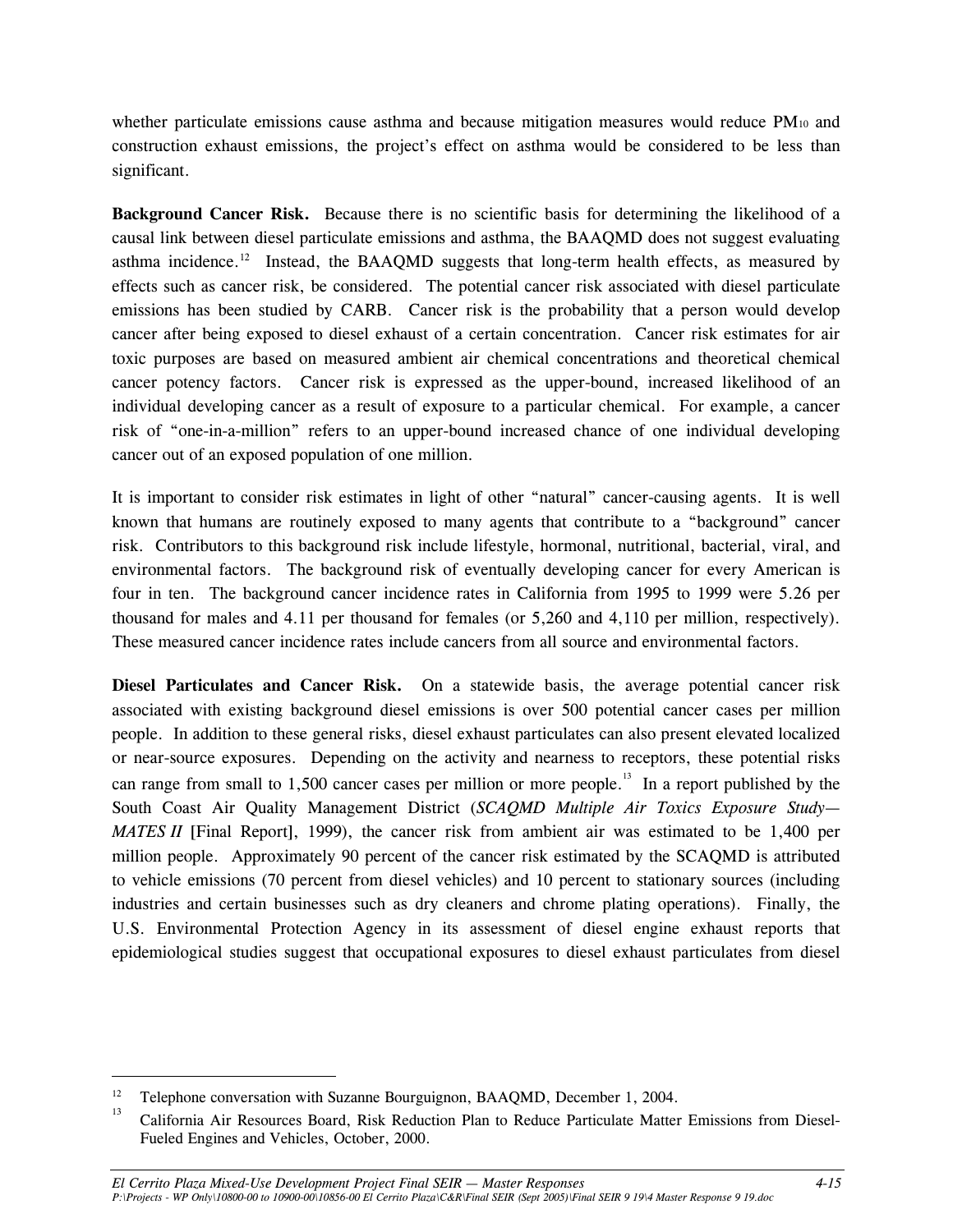whether particulate emissions cause asthma and because mitigation measures would reduce $PM_{10}$ and construction exhaust emissions, the project's effect on asthma would be considered to be less than significant.

**Background Cancer Risk.** Because there is no scientific basis for determining the likelihood of a causal link between diesel particulate emissions and asthma, the BAAQMD does not suggest evaluating asthma incidence.[12] Instead, the BAAQMD suggests that long-term health effects, as measured by effects such as cancer risk, be considered. The potential cancer risk associated with diesel particulate emissions has been studied by CARB. Cancer risk is the probability that a person would develop cancer after being exposed to diesel exhaust of a certain concentration. Cancer risk estimates for air toxic purposes are based on measured ambient air chemical concentrations and theoretical chemical cancer potency factors. Cancer risk is expressed as the upper-bound, increased likelihood of an individual developing cancer as a result of exposure to a particular chemical. For example, a cancer risk of "one-in-a-million" refers to an upper-bound increased chance of one individual developing cancer out of an exposed population of one million.

It is important to consider risk estimates in light of other "natural" cancer-causing agents. It is well known that humans are routinely exposed to many agents that contribute to a "background" cancer risk. Contributors to this background risk include lifestyle, hormonal, nutritional, bacterial, viral, and environmental factors. The background risk of eventually developing cancer for every American is four in ten. The background cancer incidence rates in California from 1995 to 1999 were 5.26 per thousand for males and 4.11 per thousand for females (or 5,260 and 4,110 per million, respectively). These measured cancer incidence rates include cancers from all source and environmental factors.

**Diesel Particulates and Cancer Risk.** On a statewide basis, the average potential cancer risk associated with existing background diesel emissions is over 500 potential cancer cases per million people. In addition to these general risks, diesel exhaust particulates can also present elevated localized or near-source exposures. Depending on the activity and nearness to receptors, these potential risks can range from small to 1,500 cancer cases per million or more people.[13] In a report published by the South Coast Air Quality Management District (*SCAQMD Multiple Air Toxics Exposure Study—MATES II* [Final Report], 1999), the cancer risk from ambient air was estimated to be 1,400 per million people. Approximately 90 percent of the cancer risk estimated by the SCAQMD is attributed to vehicle emissions (70 percent from diesel vehicles) and 10 percent to stationary sources (including industries and certain businesses such as dry cleaners and chrome plating operations). Finally, the U.S. Environmental Protection Agency in its assessment of diesel engine exhaust reports that epidemiological studies suggest that occupational exposures to diesel exhaust particulates from diesel

---

[12] Telephone conversation with Suzanne Bourguignon, BAAQMD, December 1, 2004.

[13] California Air Resources Board, Risk Reduction Plan to Reduce Particulate Matter Emissions from Diesel-Fueled Engines and Vehicles, October, 2000.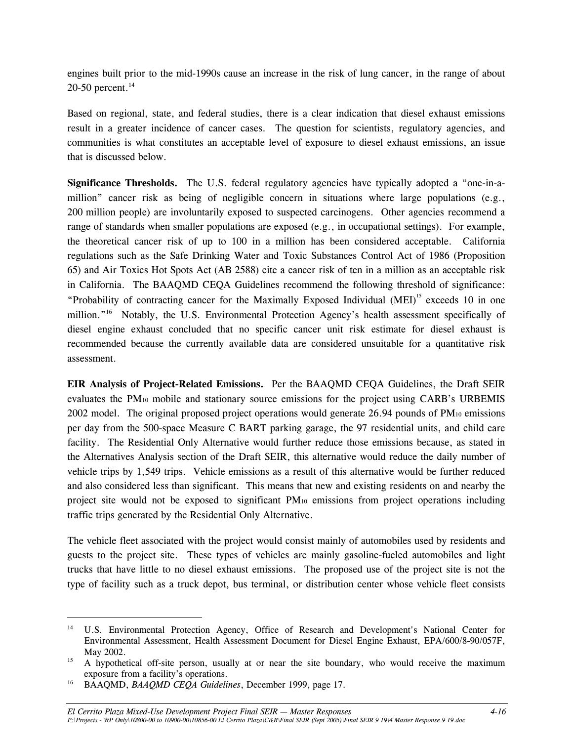engines built prior to the mid-1990s cause an increase in the risk of lung cancer, in the range of about 20-50 percent.[14]

Based on regional, state, and federal studies, there is a clear indication that diesel exhaust emissions result in a greater incidence of cancer cases. The question for scientists, regulatory agencies, and communities is what constitutes an acceptable level of exposure to diesel exhaust emissions, an issue that is discussed below.

**Significance Thresholds.** The U.S. federal regulatory agencies have typically adopted a "one-in-a-million" cancer risk as being of negligible concern in situations where large populations (e.g., 200 million people) are involuntarily exposed to suspected carcinogens. Other agencies recommend a range of standards when smaller populations are exposed (e.g., in occupational settings). For example, the theoretical cancer risk of up to 100 in a million has been considered acceptable. California regulations such as the Safe Drinking Water and Toxic Substances Control Act of 1986 (Proposition 65) and Air Toxics Hot Spots Act (AB 2588) cite a cancer risk of ten in a million as an acceptable risk in California. The BAAQMD CEQA Guidelines recommend the following threshold of significance: "Probability of contracting cancer for the Maximally Exposed Individual (MEI)[15] exceeds 10 in one million."[16] Notably, the U.S. Environmental Protection Agency's health assessment specifically of diesel engine exhaust concluded that no specific cancer unit risk estimate for diesel exhaust is recommended because the currently available data are considered unsuitable for a quantitative risk assessment.

**EIR Analysis of Project-Related Emissions.** Per the BAAQMD CEQA Guidelines, the Draft SEIR evaluates the $PM_{10}$ mobile and stationary source emissions for the project using CARB's URBEMIS 2002 model. The original proposed project operations would generate 26.94 pounds of $PM_{10}$ emissions per day from the 500-space Measure C BART parking garage, the 97 residential units, and child care facility. The Residential Only Alternative would further reduce those emissions because, as stated in the Alternatives Analysis section of the Draft SEIR, this alternative would reduce the daily number of vehicle trips by 1,549 trips. Vehicle emissions as a result of this alternative would be further reduced and also considered less than significant. This means that new and existing residents on and nearby the project site would not be exposed to significant $PM_{10}$ emissions from project operations including traffic trips generated by the Residential Only Alternative.

The vehicle fleet associated with the project would consist mainly of automobiles used by residents and guests to the project site. These types of vehicles are mainly gasoline-fueled automobiles and light trucks that have little to no diesel exhaust emissions. The proposed use of the project site is not the type of facility such as a truck depot, bus terminal, or distribution center whose vehicle fleet consists

---

[14] U.S. Environmental Protection Agency, Office of Research and Development's National Center for Environmental Assessment, Health Assessment Document for Diesel Engine Exhaust, EPA/600/8-90/057F, May 2002.

[15] A hypothetical off-site person, usually at or near the site boundary, who would receive the maximum exposure from a facility's operations.

[16] BAAQMD, *BAAQMD CEQA Guidelines*, December 1999, page 17.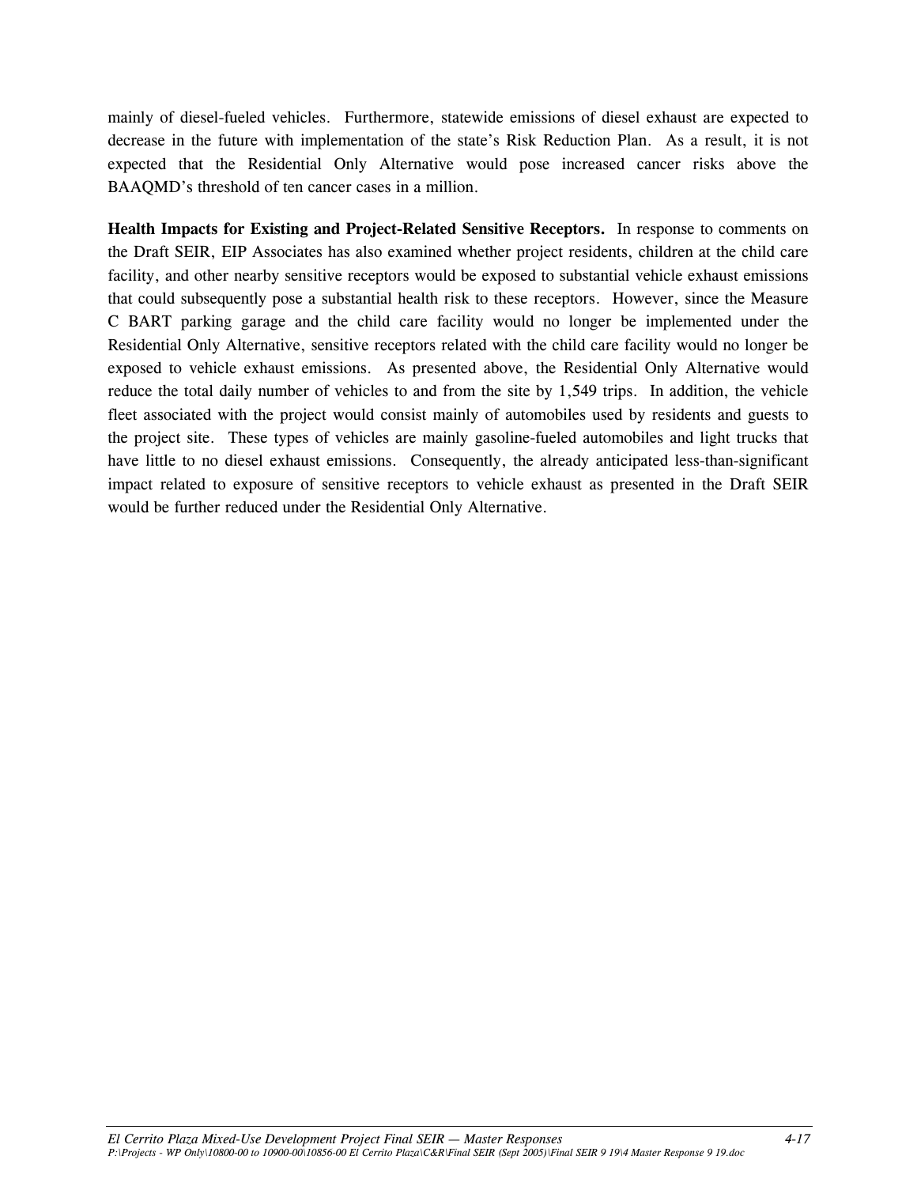mainly of diesel-fueled vehicles. Furthermore, statewide emissions of diesel exhaust are expected to decrease in the future with implementation of the state's Risk Reduction Plan. As a result, it is not expected that the Residential Only Alternative would pose increased cancer risks above the BAAQMD's threshold of ten cancer cases in a million.

**Health Impacts for Existing and Project-Related Sensitive Receptors.** In response to comments on the Draft SEIR, EIP Associates has also examined whether project residents, children at the child care facility, and other nearby sensitive receptors would be exposed to substantial vehicle exhaust emissions that could subsequently pose a substantial health risk to these receptors. However, since the Measure C BART parking garage and the child care facility would no longer be implemented under the Residential Only Alternative, sensitive receptors related with the child care facility would no longer be exposed to vehicle exhaust emissions. As presented above, the Residential Only Alternative would reduce the total daily number of vehicles to and from the site by 1,549 trips. In addition, the vehicle fleet associated with the project would consist mainly of automobiles used by residents and guests to the project site. These types of vehicles are mainly gasoline-fueled automobiles and light trucks that have little to no diesel exhaust emissions. Consequently, the already anticipated less-than-significant impact related to exposure of sensitive receptors to vehicle exhaust as presented in the Draft SEIR would be further reduced under the Residential Only Alternative.